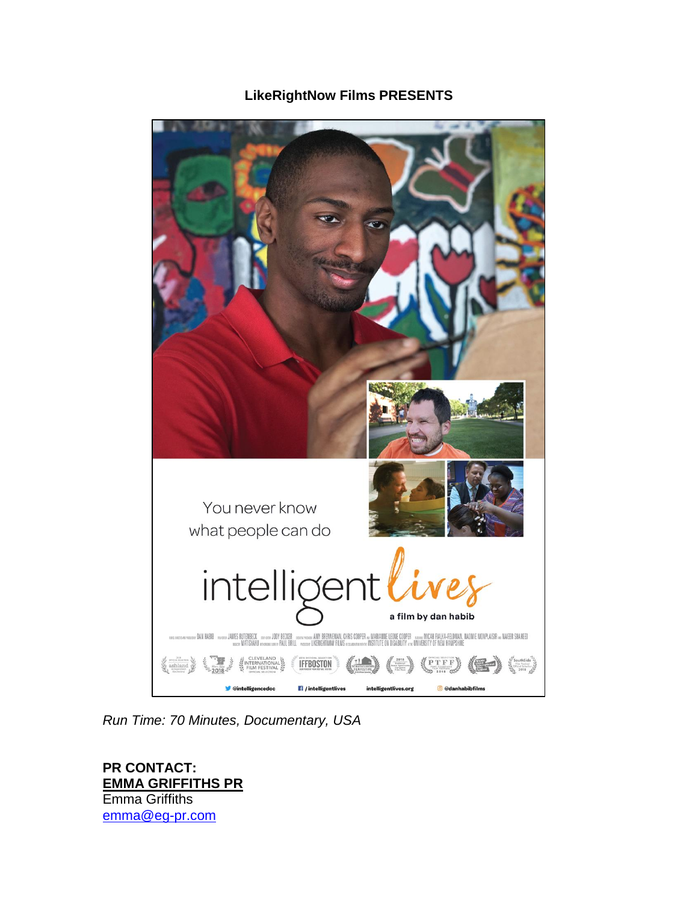**LikeRightNow Films PRESENTS**

You never know what people can do

# intelligent lives

a film by dan habib

*Run Time: 70 Minutes, Documentary, USA*

**PR CONTACT:**
**EMMA GRIFFITHS PR**
Emma Griffiths
emma@eg-pr.com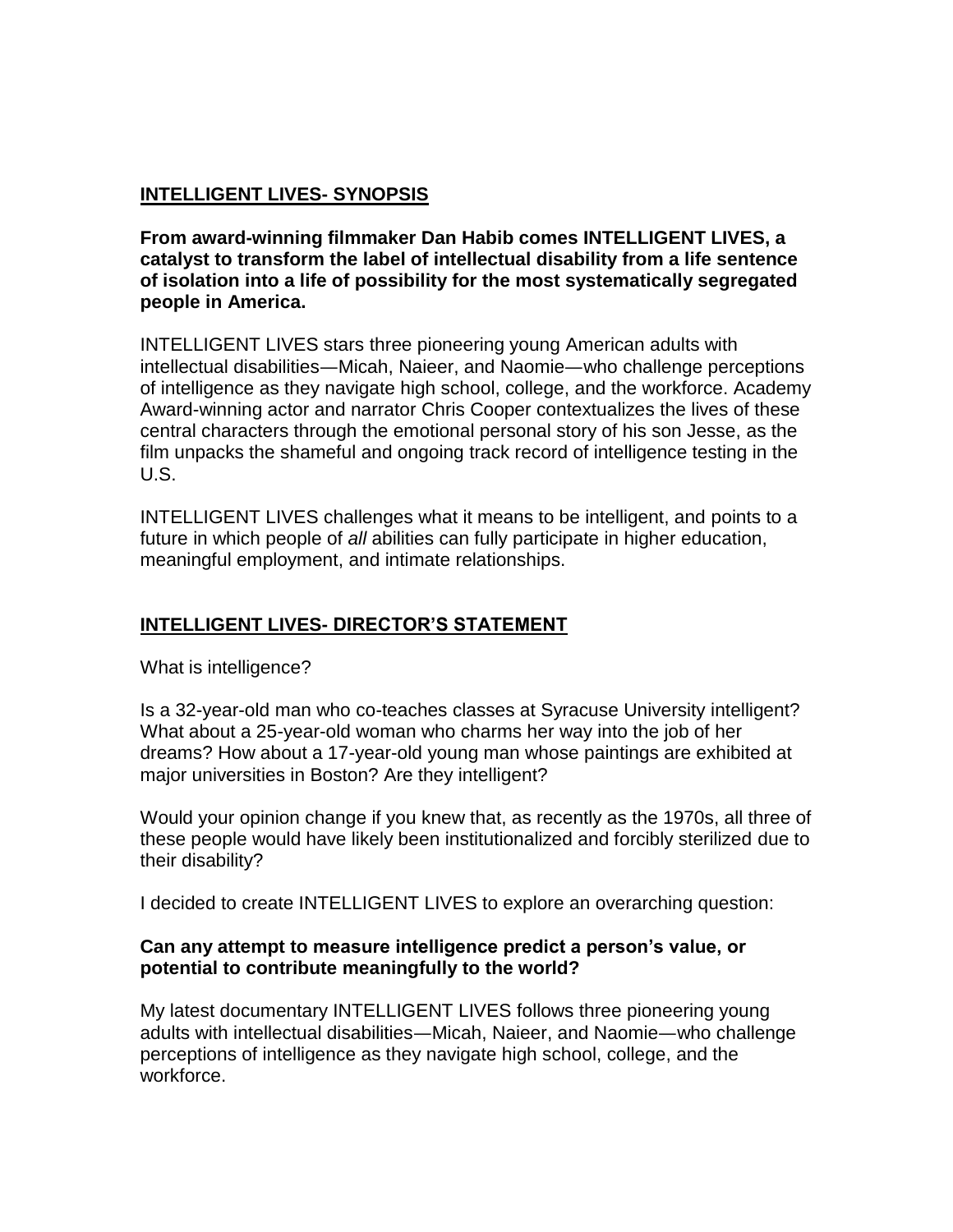## INTELLIGENT LIVES- SYNOPSIS

**From award-winning filmmaker Dan Habib comes INTELLIGENT LIVES, a catalyst to transform the label of intellectual disability from a life sentence of isolation into a life of possibility for the most systematically segregated people in America.**

INTELLIGENT LIVES stars three pioneering young American adults with intellectual disabilities—Micah, Naieer, and Naomie—who challenge perceptions of intelligence as they navigate high school, college, and the workforce. Academy Award-winning actor and narrator Chris Cooper contextualizes the lives of these central characters through the emotional personal story of his son Jesse, as the film unpacks the shameful and ongoing track record of intelligence testing in the U.S.

INTELLIGENT LIVES challenges what it means to be intelligent, and points to a future in which people of *all* abilities can fully participate in higher education, meaningful employment, and intimate relationships.

## INTELLIGENT LIVES- DIRECTOR'S STATEMENT

What is intelligence?

Is a 32-year-old man who co-teaches classes at Syracuse University intelligent? What about a 25-year-old woman who charms her way into the job of her dreams? How about a 17-year-old young man whose paintings are exhibited at major universities in Boston? Are they intelligent?

Would your opinion change if you knew that, as recently as the 1970s, all three of these people would have likely been institutionalized and forcibly sterilized due to their disability?

I decided to create INTELLIGENT LIVES to explore an overarching question:

**Can any attempt to measure intelligence predict a person's value, or potential to contribute meaningfully to the world?**

My latest documentary INTELLIGENT LIVES follows three pioneering young adults with intellectual disabilities—Micah, Naieer, and Naomie—who challenge perceptions of intelligence as they navigate high school, college, and the workforce.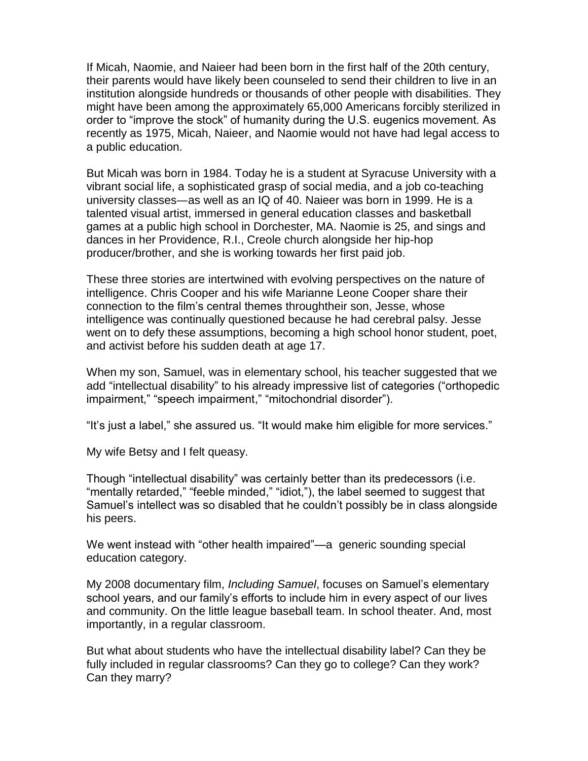If Micah, Naomie, and Naieer had been born in the first half of the 20th century, their parents would have likely been counseled to send their children to live in an institution alongside hundreds or thousands of other people with disabilities. They might have been among the approximately 65,000 Americans forcibly sterilized in order to "improve the stock" of humanity during the U.S. eugenics movement. As recently as 1975, Micah, Naieer, and Naomie would not have had legal access to a public education.

But Micah was born in 1984. Today he is a student at Syracuse University with a vibrant social life, a sophisticated grasp of social media, and a job co-teaching university classes—as well as an IQ of 40. Naieer was born in 1999. He is a talented visual artist, immersed in general education classes and basketball games at a public high school in Dorchester, MA. Naomie is 25, and sings and dances in her Providence, R.I., Creole church alongside her hip-hop producer/brother, and she is working towards her first paid job.

These three stories are intertwined with evolving perspectives on the nature of intelligence. Chris Cooper and his wife Marianne Leone Cooper share their connection to the film's central themes throughtheir son, Jesse, whose intelligence was continually questioned because he had cerebral palsy. Jesse went on to defy these assumptions, becoming a high school honor student, poet, and activist before his sudden death at age 17.

When my son, Samuel, was in elementary school, his teacher suggested that we add "intellectual disability" to his already impressive list of categories ("orthopedic impairment," "speech impairment," "mitochondrial disorder").

"It's just a label," she assured us. "It would make him eligible for more services."

My wife Betsy and I felt queasy.

Though "intellectual disability" was certainly better than its predecessors (i.e. "mentally retarded," "feeble minded," "idiot,"), the label seemed to suggest that Samuel's intellect was so disabled that he couldn't possibly be in class alongside his peers.

We went instead with "other health impaired"—a generic sounding special education category.

My 2008 documentary film, *Including Samuel*, focuses on Samuel's elementary school years, and our family's efforts to include him in every aspect of our lives and community. On the little league baseball team. In school theater. And, most importantly, in a regular classroom.

But what about students who have the intellectual disability label? Can they be fully included in regular classrooms? Can they go to college? Can they work? Can they marry?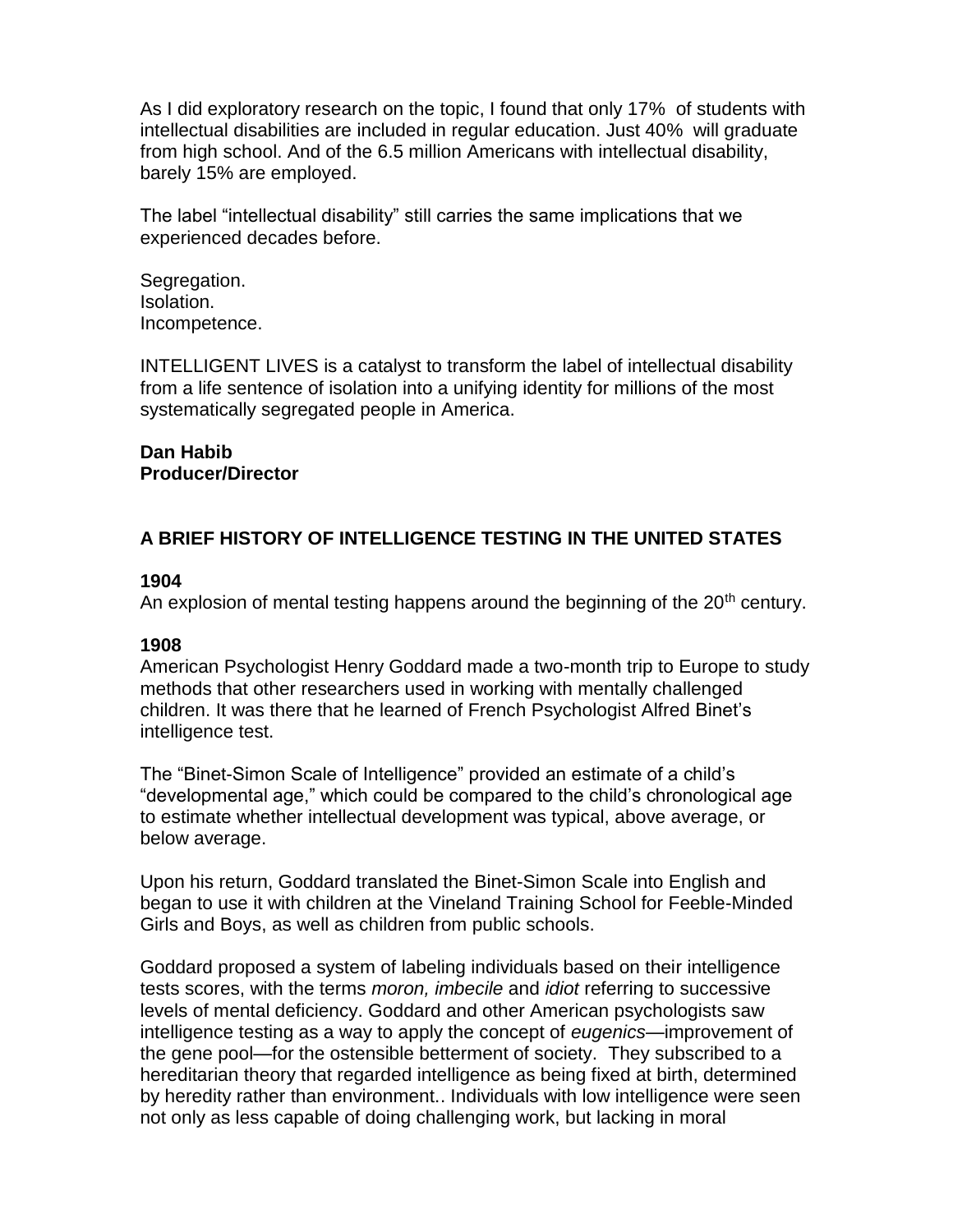As I did exploratory research on the topic, I found that only 17% of students with intellectual disabilities are included in regular education. Just 40% will graduate from high school. And of the 6.5 million Americans with intellectual disability, barely 15% are employed.

The label "intellectual disability" still carries the same implications that we experienced decades before.

Segregation.
Isolation.
Incompetence.

INTELLIGENT LIVES is a catalyst to transform the label of intellectual disability from a life sentence of isolation into a unifying identity for millions of the most systematically segregated people in America.

**Dan Habib**
**Producer/Director**

## A BRIEF HISTORY OF INTELLIGENCE TESTING IN THE UNITED STATES

**1904**
An explosion of mental testing happens around the beginning of the 20th century.

**1908**
American Psychologist Henry Goddard made a two-month trip to Europe to study methods that other researchers used in working with mentally challenged children. It was there that he learned of French Psychologist Alfred Binet's intelligence test.

The "Binet-Simon Scale of Intelligence" provided an estimate of a child's "developmental age," which could be compared to the child's chronological age to estimate whether intellectual development was typical, above average, or below average.

Upon his return, Goddard translated the Binet-Simon Scale into English and began to use it with children at the Vineland Training School for Feeble-Minded Girls and Boys, as well as children from public schools.

Goddard proposed a system of labeling individuals based on their intelligence tests scores, with the terms *moron, imbecile* and *idiot* referring to successive levels of mental deficiency. Goddard and other American psychologists saw intelligence testing as a way to apply the concept of *eugenics*—improvement of the gene pool—for the ostensible betterment of society. They subscribed to a hereditarian theory that regarded intelligence as being fixed at birth, determined by heredity rather than environment.. Individuals with low intelligence were seen not only as less capable of doing challenging work, but lacking in moral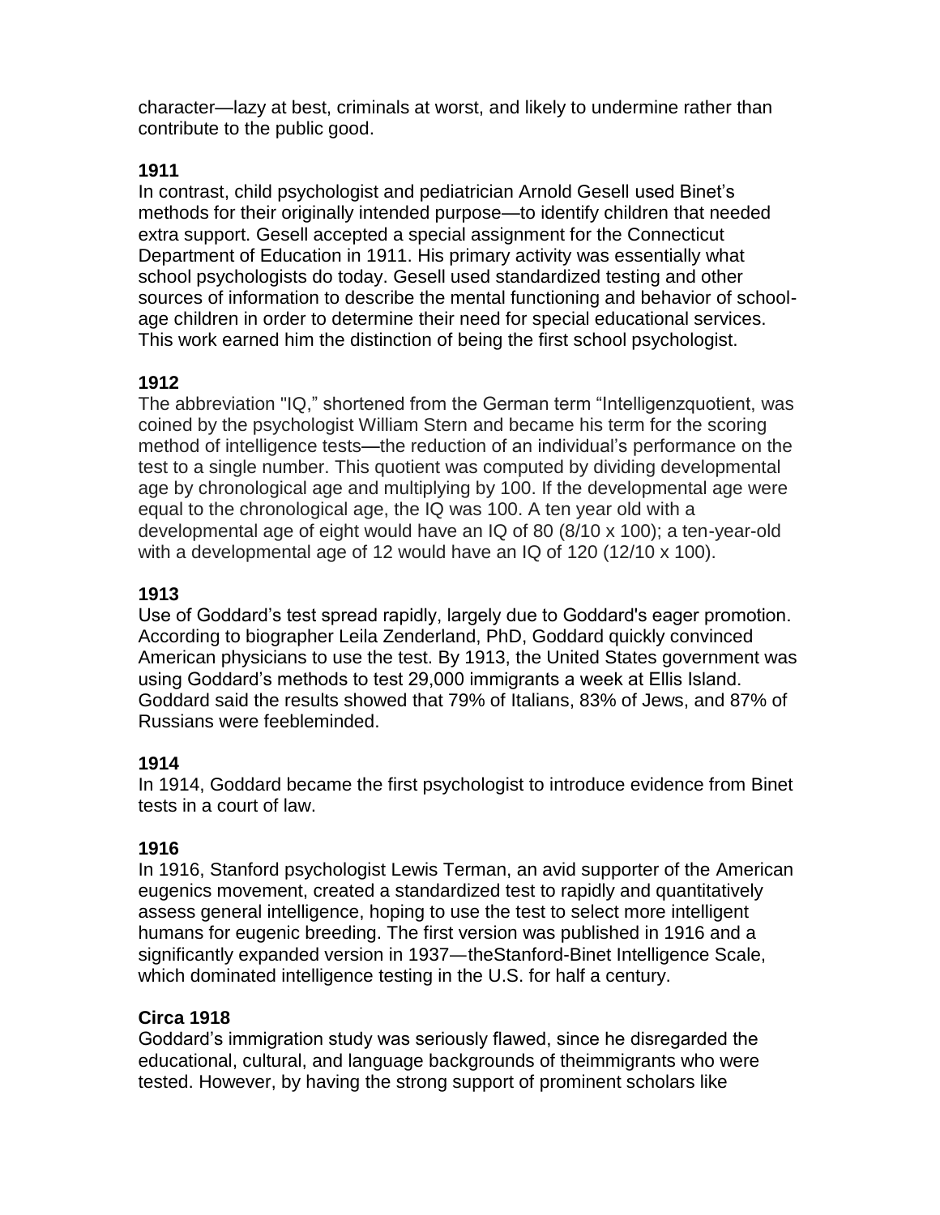character—lazy at best, criminals at worst, and likely to undermine rather than contribute to the public good.

**1911**

In contrast, child psychologist and pediatrician Arnold Gesell used Binet's methods for their originally intended purpose—to identify children that needed extra support. Gesell accepted a special assignment for the Connecticut Department of Education in 1911. His primary activity was essentially what school psychologists do today. Gesell used standardized testing and other sources of information to describe the mental functioning and behavior of school-age children in order to determine their need for special educational services. This work earned him the distinction of being the first school psychologist.

**1912**

The abbreviation "IQ," shortened from the German term "Intelligenzquotient, was coined by the psychologist William Stern and became his term for the scoring method of intelligence tests—the reduction of an individual's performance on the test to a single number. This quotient was computed by dividing developmental age by chronological age and multiplying by 100. If the developmental age were equal to the chronological age, the IQ was 100. A ten year old with a developmental age of eight would have an IQ of 80 (8/10 x 100); a ten-year-old with a developmental age of 12 would have an IQ of 120 (12/10 x 100).

**1913**

Use of Goddard's test spread rapidly, largely due to Goddard's eager promotion. According to biographer Leila Zenderland, PhD, Goddard quickly convinced American physicians to use the test. By 1913, the United States government was using Goddard's methods to test 29,000 immigrants a week at Ellis Island. Goddard said the results showed that 79% of Italians, 83% of Jews, and 87% of Russians were feebleminded.

**1914**

In 1914, Goddard became the first psychologist to introduce evidence from Binet tests in a court of law.

**1916**

In 1916, Stanford psychologist Lewis Terman, an avid supporter of the American eugenics movement, created a standardized test to rapidly and quantitatively assess general intelligence, hoping to use the test to select more intelligent humans for eugenic breeding. The first version was published in 1916 and a significantly expanded version in 1937—theStanford-Binet Intelligence Scale, which dominated intelligence testing in the U.S. for half a century.

**Circa 1918**

Goddard's immigration study was seriously flawed, since he disregarded the educational, cultural, and language backgrounds of theimmigrants who were tested. However, by having the strong support of prominent scholars like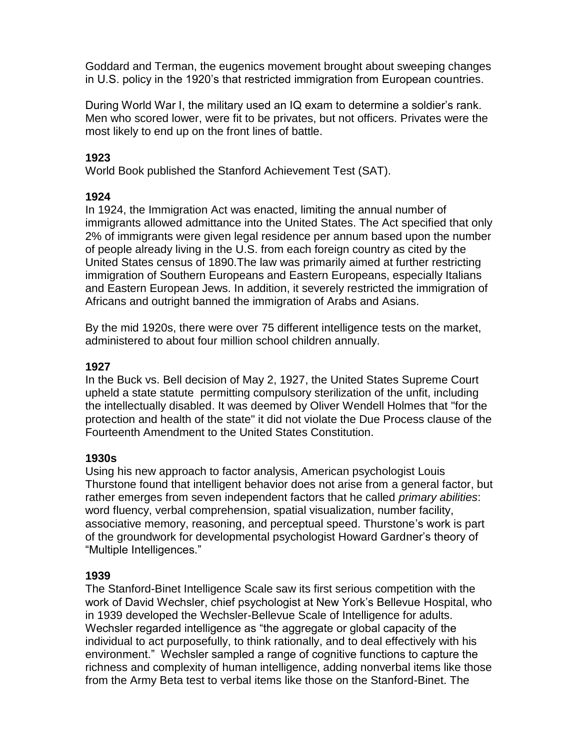Goddard and Terman, the eugenics movement brought about sweeping changes in U.S. policy in the 1920's that restricted immigration from European countries.

During World War I, the military used an IQ exam to determine a soldier's rank. Men who scored lower, were fit to be privates, but not officers. Privates were the most likely to end up on the front lines of battle.

**1923**

World Book published the Stanford Achievement Test (SAT).

**1924**

In 1924, the Immigration Act was enacted, limiting the annual number of immigrants allowed admittance into the United States. The Act specified that only 2% of immigrants were given legal residence per annum based upon the number of people already living in the U.S. from each foreign country as cited by the United States census of 1890.The law was primarily aimed at further restricting immigration of Southern Europeans and Eastern Europeans, especially Italians and Eastern European Jews. In addition, it severely restricted the immigration of Africans and outright banned the immigration of Arabs and Asians.

By the mid 1920s, there were over 75 different intelligence tests on the market, administered to about four million school children annually.

**1927**

In the Buck vs. Bell decision of May 2, 1927, the United States Supreme Court upheld a state statute permitting compulsory sterilization of the unfit, including the intellectually disabled. It was deemed by Oliver Wendell Holmes that "for the protection and health of the state" it did not violate the Due Process clause of the Fourteenth Amendment to the United States Constitution.

**1930s**

Using his new approach to factor analysis, American psychologist Louis Thurstone found that intelligent behavior does not arise from a general factor, but rather emerges from seven independent factors that he called *primary abilities*: word fluency, verbal comprehension, spatial visualization, number facility, associative memory, reasoning, and perceptual speed. Thurstone's work is part of the groundwork for developmental psychologist Howard Gardner's theory of "Multiple Intelligences."

**1939**

The Stanford-Binet Intelligence Scale saw its first serious competition with the work of David Wechsler, chief psychologist at New York's Bellevue Hospital, who in 1939 developed the Wechsler-Bellevue Scale of Intelligence for adults. Wechsler regarded intelligence as "the aggregate or global capacity of the individual to act purposefully, to think rationally, and to deal effectively with his environment." Wechsler sampled a range of cognitive functions to capture the richness and complexity of human intelligence, adding nonverbal items like those from the Army Beta test to verbal items like those on the Stanford-Binet. The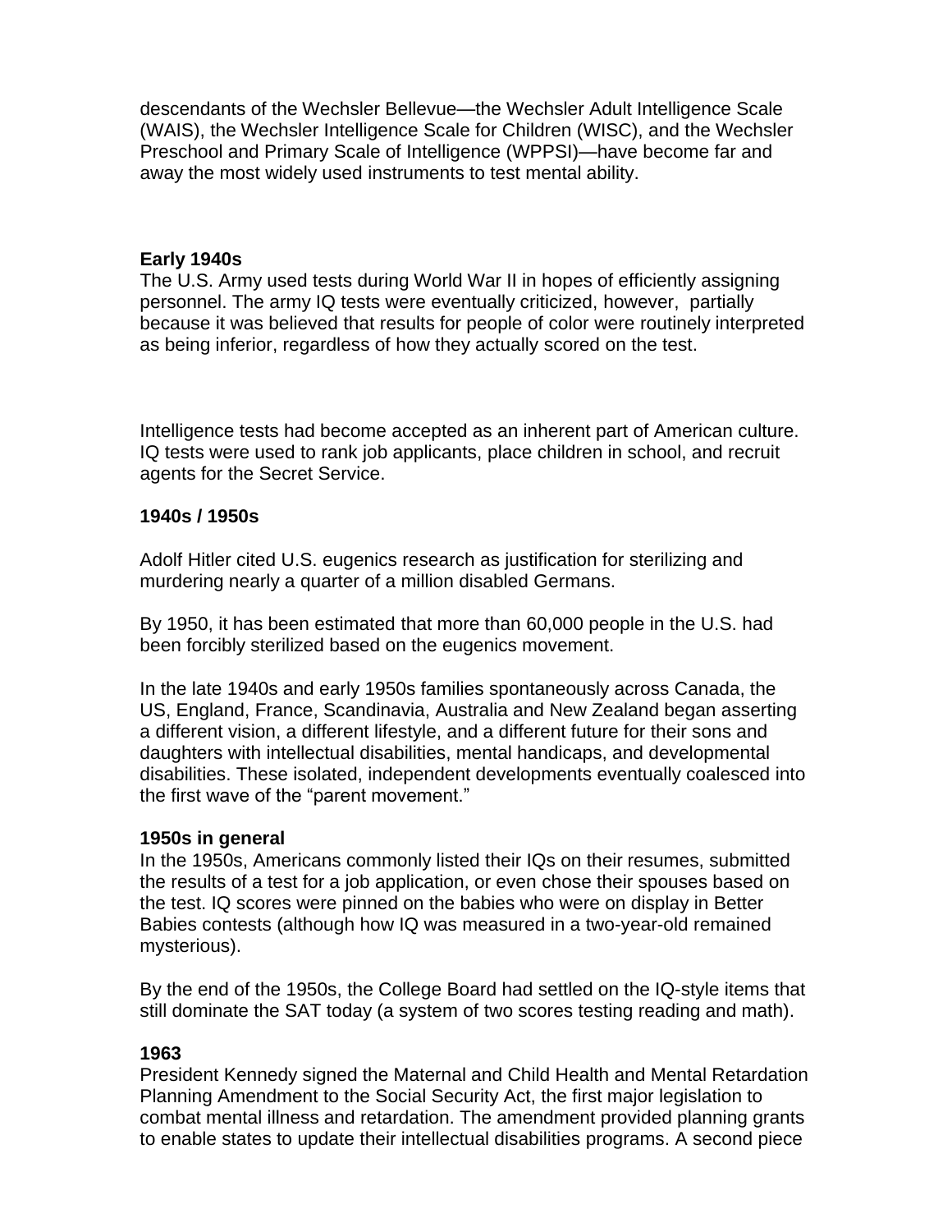descendants of the Wechsler Bellevue—the Wechsler Adult Intelligence Scale (WAIS), the Wechsler Intelligence Scale for Children (WISC), and the Wechsler Preschool and Primary Scale of Intelligence (WPPSI)—have become far and away the most widely used instruments to test mental ability.

**Early 1940s**
The U.S. Army used tests during World War II in hopes of efficiently assigning personnel. The army IQ tests were eventually criticized, however, partially because it was believed that results for people of color were routinely interpreted as being inferior, regardless of how they actually scored on the test.

Intelligence tests had become accepted as an inherent part of American culture. IQ tests were used to rank job applicants, place children in school, and recruit agents for the Secret Service.

**1940s / 1950s**

Adolf Hitler cited U.S. eugenics research as justification for sterilizing and murdering nearly a quarter of a million disabled Germans.

By 1950, it has been estimated that more than 60,000 people in the U.S. had been forcibly sterilized based on the eugenics movement.

In the late 1940s and early 1950s families spontaneously across Canada, the US, England, France, Scandinavia, Australia and New Zealand began asserting a different vision, a different lifestyle, and a different future for their sons and daughters with intellectual disabilities, mental handicaps, and developmental disabilities. These isolated, independent developments eventually coalesced into the first wave of the "parent movement."

**1950s in general**
In the 1950s, Americans commonly listed their IQs on their resumes, submitted the results of a test for a job application, or even chose their spouses based on the test. IQ scores were pinned on the babies who were on display in Better Babies contests (although how IQ was measured in a two-year-old remained mysterious).

By the end of the 1950s, the College Board had settled on the IQ-style items that still dominate the SAT today (a system of two scores testing reading and math).

**1963**
President Kennedy signed the Maternal and Child Health and Mental Retardation Planning Amendment to the Social Security Act, the first major legislation to combat mental illness and retardation. The amendment provided planning grants to enable states to update their intellectual disabilities programs. A second piece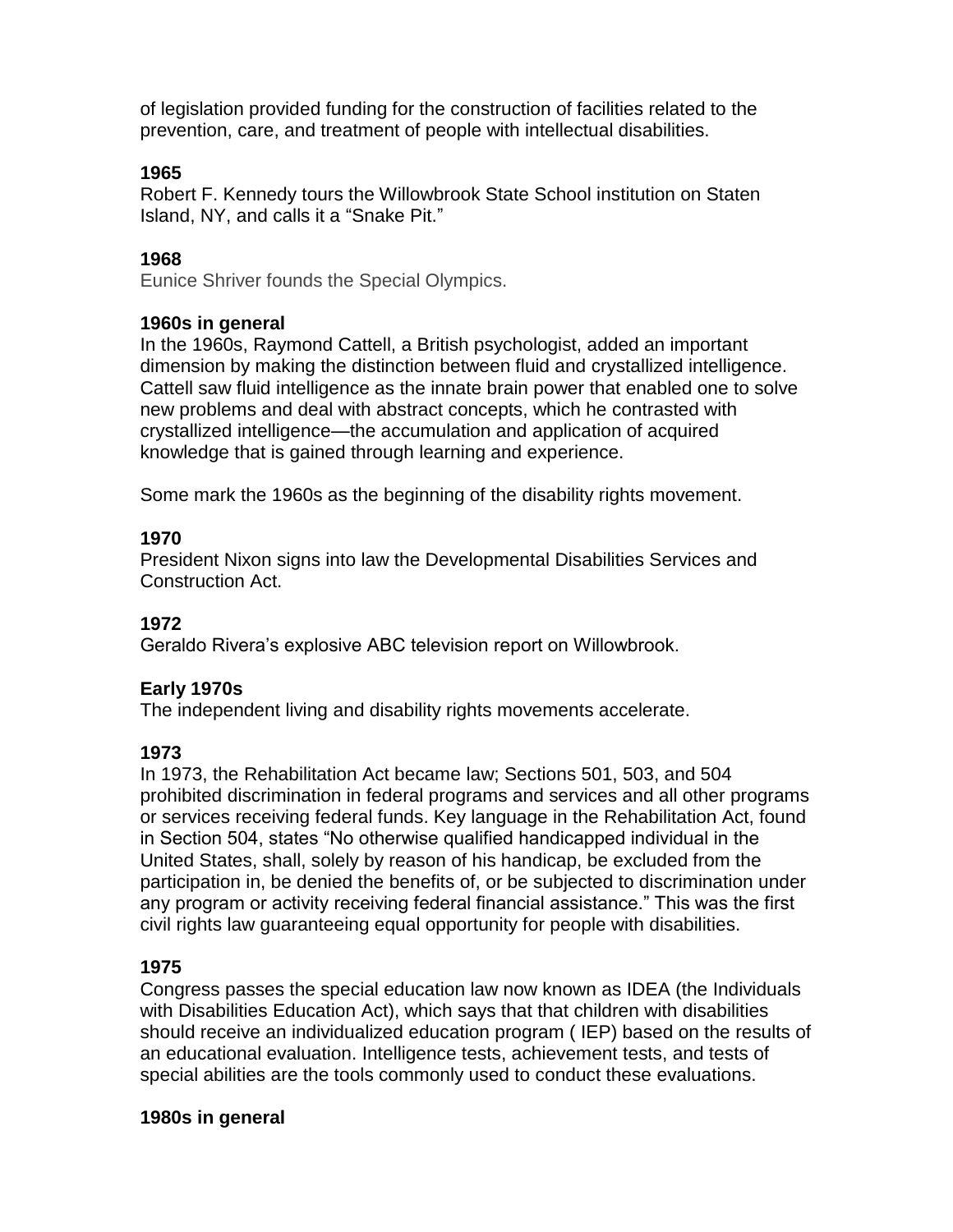of legislation provided funding for the construction of facilities related to the prevention, care, and treatment of people with intellectual disabilities.

**1965**
Robert F. Kennedy tours the Willowbrook State School institution on Staten Island, NY, and calls it a “Snake Pit.”

**1968**
Eunice Shriver founds the Special Olympics.

**1960s in general**
In the 1960s, Raymond Cattell, a British psychologist, added an important dimension by making the distinction between fluid and crystallized intelligence. Cattell saw fluid intelligence as the innate brain power that enabled one to solve new problems and deal with abstract concepts, which he contrasted with crystallized intelligence—the accumulation and application of acquired knowledge that is gained through learning and experience.

Some mark the 1960s as the beginning of the disability rights movement.

**1970**
President Nixon signs into law the Developmental Disabilities Services and Construction Act.

**1972**
Geraldo Rivera’s explosive ABC television report on Willowbrook.

**Early 1970s**
The independent living and disability rights movements accelerate.

**1973**
In 1973, the Rehabilitation Act became law; Sections 501, 503, and 504 prohibited discrimination in federal programs and services and all other programs or services receiving federal funds. Key language in the Rehabilitation Act, found in Section 504, states “No otherwise qualified handicapped individual in the United States, shall, solely by reason of his handicap, be excluded from the participation in, be denied the benefits of, or be subjected to discrimination under any program or activity receiving federal financial assistance.” This was the first civil rights law guaranteeing equal opportunity for people with disabilities.

**1975**
Congress passes the special education law now known as IDEA (the Individuals with Disabilities Education Act), which says that that children with disabilities should receive an individualized education program ( IEP) based on the results of an educational evaluation. Intelligence tests, achievement tests, and tests of special abilities are the tools commonly used to conduct these evaluations.

**1980s in general**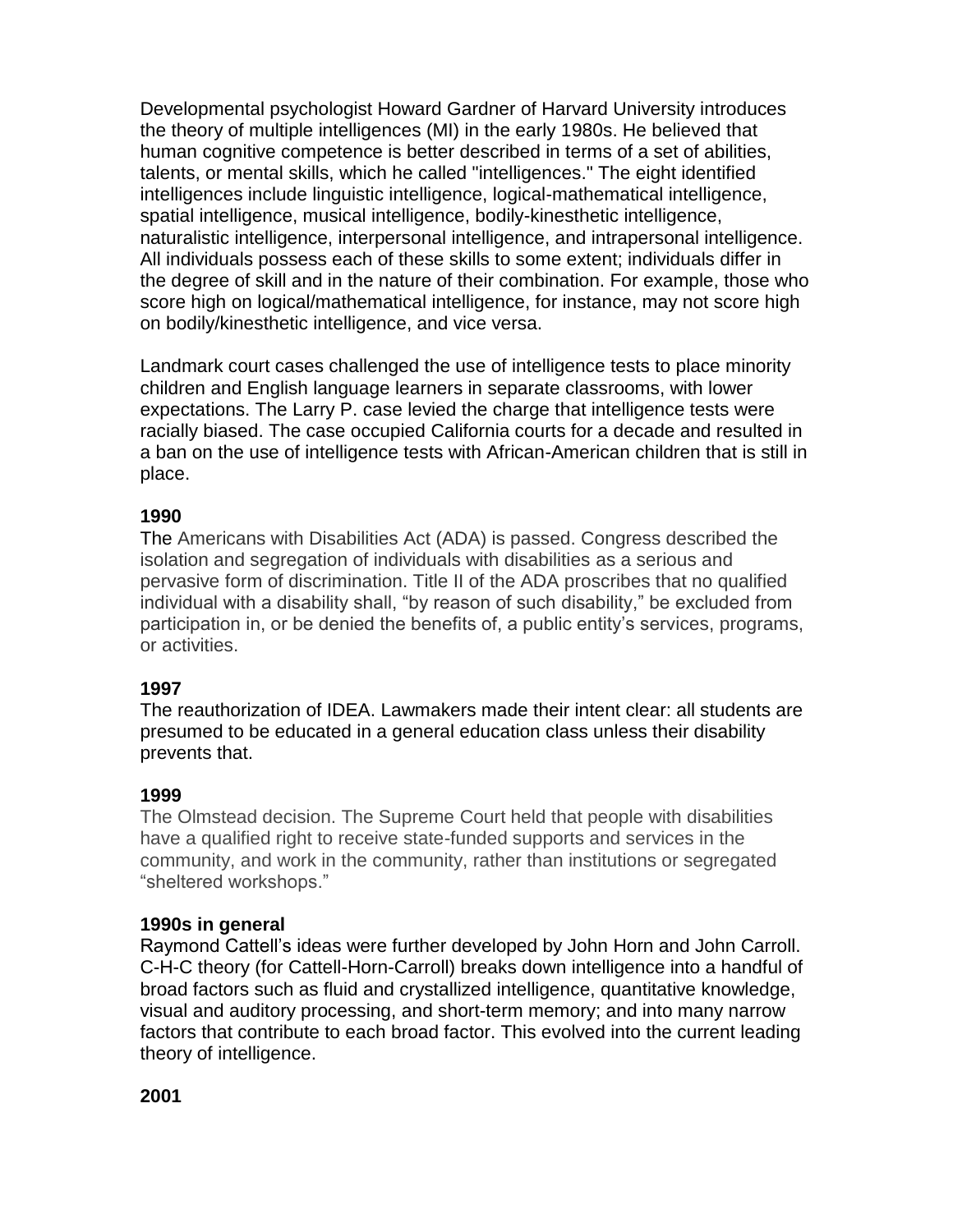Developmental psychologist Howard Gardner of Harvard University introduces the theory of multiple intelligences (MI) in the early 1980s. He believed that human cognitive competence is better described in terms of a set of abilities, talents, or mental skills, which he called "intelligences." The eight identified intelligences include linguistic intelligence, logical-mathematical intelligence, spatial intelligence, musical intelligence, bodily-kinesthetic intelligence, naturalistic intelligence, interpersonal intelligence, and intrapersonal intelligence. All individuals possess each of these skills to some extent; individuals differ in the degree of skill and in the nature of their combination. For example, those who score high on logical/mathematical intelligence, for instance, may not score high on bodily/kinesthetic intelligence, and vice versa.

Landmark court cases challenged the use of intelligence tests to place minority children and English language learners in separate classrooms, with lower expectations. The Larry P. case levied the charge that intelligence tests were racially biased. The case occupied California courts for a decade and resulted in a ban on the use of intelligence tests with African-American children that is still in place.

**1990**
The Americans with Disabilities Act (ADA) is passed. Congress described the isolation and segregation of individuals with disabilities as a serious and pervasive form of discrimination. Title II of the ADA proscribes that no qualified individual with a disability shall, "by reason of such disability," be excluded from participation in, or be denied the benefits of, a public entity's services, programs, or activities.

**1997**
The reauthorization of IDEA. Lawmakers made their intent clear: all students are presumed to be educated in a general education class unless their disability prevents that.

**1999**
The Olmstead decision. The Supreme Court held that people with disabilities have a qualified right to receive state-funded supports and services in the community, and work in the community, rather than institutions or segregated "sheltered workshops."

**1990s in general**
Raymond Cattell's ideas were further developed by John Horn and John Carroll. C-H-C theory (for Cattell-Horn-Carroll) breaks down intelligence into a handful of broad factors such as fluid and crystallized intelligence, quantitative knowledge, visual and auditory processing, and short-term memory; and into many narrow factors that contribute to each broad factor. This evolved into the current leading theory of intelligence.

**2001**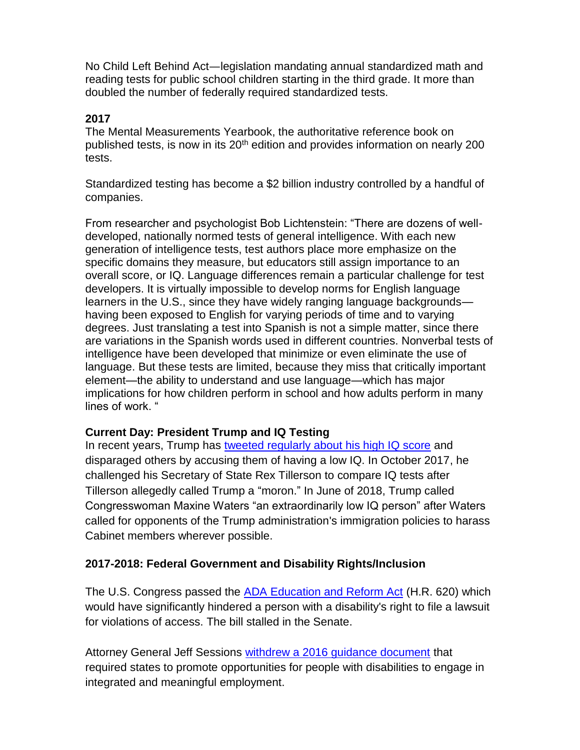No Child Left Behind Act—legislation mandating annual standardized math and reading tests for public school children starting in the third grade. It more than doubled the number of federally required standardized tests.

**2017**

The Mental Measurements Yearbook, the authoritative reference book on published tests, is now in its 20th edition and provides information on nearly 200 tests.

Standardized testing has become a $2 billion industry controlled by a handful of companies.

From researcher and psychologist Bob Lichtenstein: "There are dozens of well-developed, nationally normed tests of general intelligence. With each new generation of intelligence tests, test authors place more emphasize on the specific domains they measure, but educators still assign importance to an overall score, or IQ. Language differences remain a particular challenge for test developers. It is virtually impossible to develop norms for English language learners in the U.S., since they have widely ranging language backgrounds—having been exposed to English for varying periods of time and to varying degrees. Just translating a test into Spanish is not a simple matter, since there are variations in the Spanish words used in different countries. Nonverbal tests of intelligence have been developed that minimize or even eliminate the use of language. But these tests are limited, because they miss that critically important element—the ability to understand and use language—which has major implications for how children perform in school and how adults perform in many lines of work. "

**Current Day: President Trump and IQ Testing**

In recent years, Trump has tweeted regularly about his high IQ score and disparaged others by accusing them of having a low IQ. In October 2017, he challenged his Secretary of State Rex Tillerson to compare IQ tests after Tillerson allegedly called Trump a "moron." In June of 2018, Trump called Congresswoman Maxine Waters "an extraordinarily low IQ person" after Waters called for opponents of the Trump administration's immigration policies to harass Cabinet members wherever possible.

**2017-2018: Federal Government and Disability Rights/Inclusion**

The U.S. Congress passed the ADA Education and Reform Act (H.R. 620) which would have significantly hindered a person with a disability's right to file a lawsuit for violations of access. The bill stalled in the Senate.

Attorney General Jeff Sessions withdrew a 2016 guidance document that required states to promote opportunities for people with disabilities to engage in integrated and meaningful employment.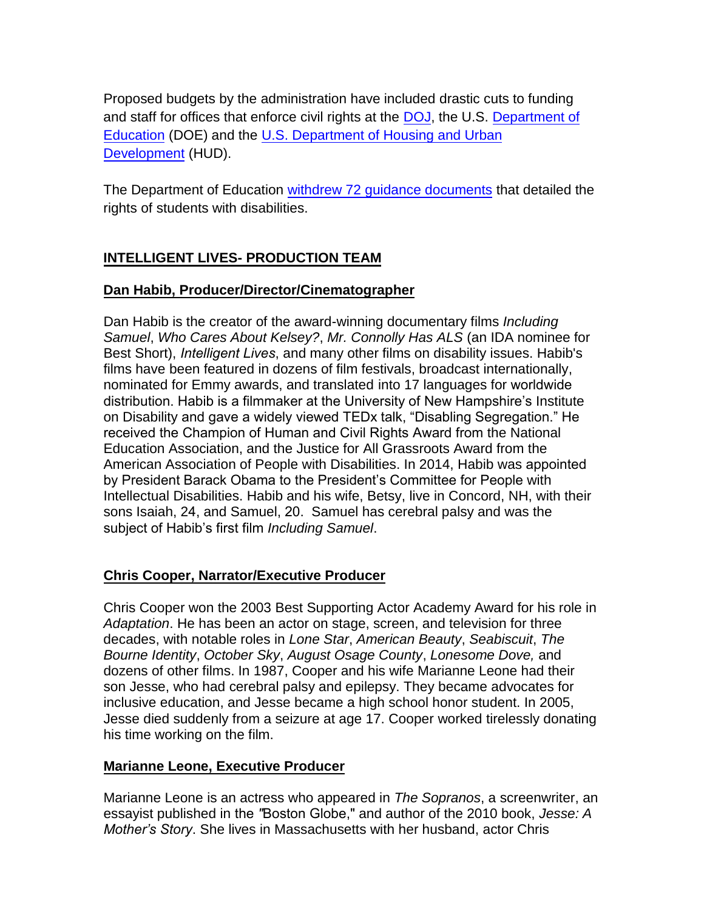Proposed budgets by the administration have included drastic cuts to funding and staff for offices that enforce civil rights at the DOJ, the U.S. Department of Education (DOE) and the U.S. Department of Housing and Urban Development (HUD).

The Department of Education withdrew 72 guidance documents that detailed the rights of students with disabilities.

## INTELLIGENT LIVES- PRODUCTION TEAM

### Dan Habib, Producer/Director/Cinematographer

Dan Habib is the creator of the award-winning documentary films *Including Samuel*, *Who Cares About Kelsey?*, *Mr. Connolly Has ALS* (an IDA nominee for Best Short), *Intelligent Lives*, and many other films on disability issues. Habib's films have been featured in dozens of film festivals, broadcast internationally, nominated for Emmy awards, and translated into 17 languages for worldwide distribution. Habib is a filmmaker at the University of New Hampshire's Institute on Disability and gave a widely viewed TEDx talk, "Disabling Segregation." He received the Champion of Human and Civil Rights Award from the National Education Association, and the Justice for All Grassroots Award from the American Association of People with Disabilities. In 2014, Habib was appointed by President Barack Obama to the President's Committee for People with Intellectual Disabilities. Habib and his wife, Betsy, live in Concord, NH, with their sons Isaiah, 24, and Samuel, 20. Samuel has cerebral palsy and was the subject of Habib's first film *Including Samuel*.

### Chris Cooper, Narrator/Executive Producer

Chris Cooper won the 2003 Best Supporting Actor Academy Award for his role in *Adaptation*. He has been an actor on stage, screen, and television for three decades, with notable roles in *Lone Star*, *American Beauty*, *Seabiscuit*, *The Bourne Identity*, *October Sky*, *August Osage County*, *Lonesome Dove,* and dozens of other films. In 1987, Cooper and his wife Marianne Leone had their son Jesse, who had cerebral palsy and epilepsy. They became advocates for inclusive education, and Jesse became a high school honor student. In 2005, Jesse died suddenly from a seizure at age 17. Cooper worked tirelessly donating his time working on the film.

### Marianne Leone, Executive Producer

Marianne Leone is an actress who appeared in *The Sopranos*, a screenwriter, an essayist published in the "Boston Globe," and author of the 2010 book, *Jesse: A Mother's Story*. She lives in Massachusetts with her husband, actor Chris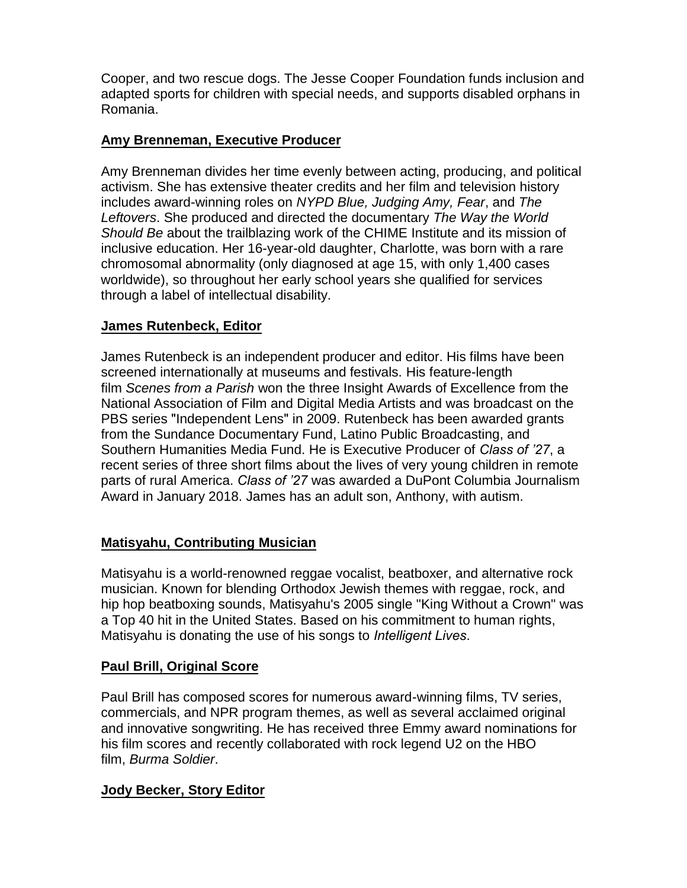Cooper, and two rescue dogs. The Jesse Cooper Foundation funds inclusion and adapted sports for children with special needs, and supports disabled orphans in Romania.

**Amy Brenneman, Executive Producer**

Amy Brenneman divides her time evenly between acting, producing, and political activism. She has extensive theater credits and her film and television history includes award-winning roles on *NYPD Blue, Judging Amy, Fear*, and *The Leftovers*. She produced and directed the documentary *The Way the World Should Be* about the trailblazing work of the CHIME Institute and its mission of inclusive education. Her 16-year-old daughter, Charlotte, was born with a rare chromosomal abnormality (only diagnosed at age 15, with only 1,400 cases worldwide), so throughout her early school years she qualified for services through a label of intellectual disability.

**James Rutenbeck, Editor**

James Rutenbeck is an independent producer and editor. His films have been screened internationally at museums and festivals. His feature-length film *Scenes from a Parish* won the three Insight Awards of Excellence from the National Association of Film and Digital Media Artists and was broadcast on the PBS series "Independent Lens" in 2009. Rutenbeck has been awarded grants from the Sundance Documentary Fund, Latino Public Broadcasting, and Southern Humanities Media Fund. He is Executive Producer of *Class of '27*, a recent series of three short films about the lives of very young children in remote parts of rural America. *Class of '27* was awarded a DuPont Columbia Journalism Award in January 2018. James has an adult son, Anthony, with autism.

**Matisyahu, Contributing Musician**

Matisyahu is a world-renowned reggae vocalist, beatboxer, and alternative rock musician. Known for blending Orthodox Jewish themes with reggae, rock, and hip hop beatboxing sounds, Matisyahu's 2005 single "King Without a Crown" was a Top 40 hit in the United States. Based on his commitment to human rights, Matisyahu is donating the use of his songs to *Intelligent Lives*.

**Paul Brill, Original Score**

Paul Brill has composed scores for numerous award-winning films, TV series, commercials, and NPR program themes, as well as several acclaimed original and innovative songwriting. He has received three Emmy award nominations for his film scores and recently collaborated with rock legend U2 on the HBO film, *Burma Soldier*.

**Jody Becker, Story Editor**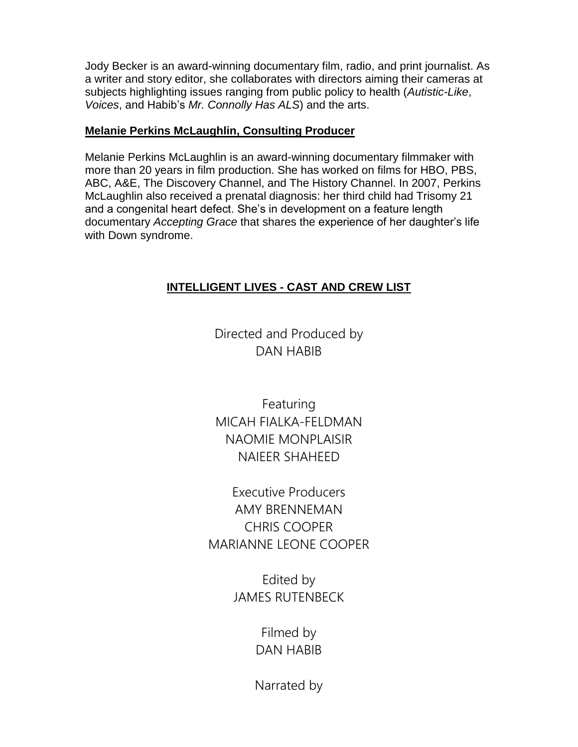Jody Becker is an award-winning documentary film, radio, and print journalist. As a writer and story editor, she collaborates with directors aiming their cameras at subjects highlighting issues ranging from public policy to health (*Autistic-Like*, *Voices*, and Habib's *Mr. Connolly Has ALS*) and the arts.

**Melanie Perkins McLaughlin, Consulting Producer**

Melanie Perkins McLaughlin is an award-winning documentary filmmaker with more than 20 years in film production. She has worked on films for HBO, PBS, ABC, A&E, The Discovery Channel, and The History Channel. In 2007, Perkins McLaughlin also received a prenatal diagnosis: her third child had Trisomy 21 and a congenital heart defect. She's in development on a feature length documentary *Accepting Grace* that shares the experience of her daughter's life with Down syndrome.

## INTELLIGENT LIVES - CAST AND CREW LIST

Directed and Produced by
DAN HABIB

Featuring
MICAH FIALKA-FELDMAN
NAOMIE MONPLAISIR
NAIEER SHAHEED

Executive Producers
AMY BRENNEMAN
CHRIS COOPER
MARIANNE LEONE COOPER

Edited by
JAMES RUTENBECK

Filmed by
DAN HABIB

Narrated by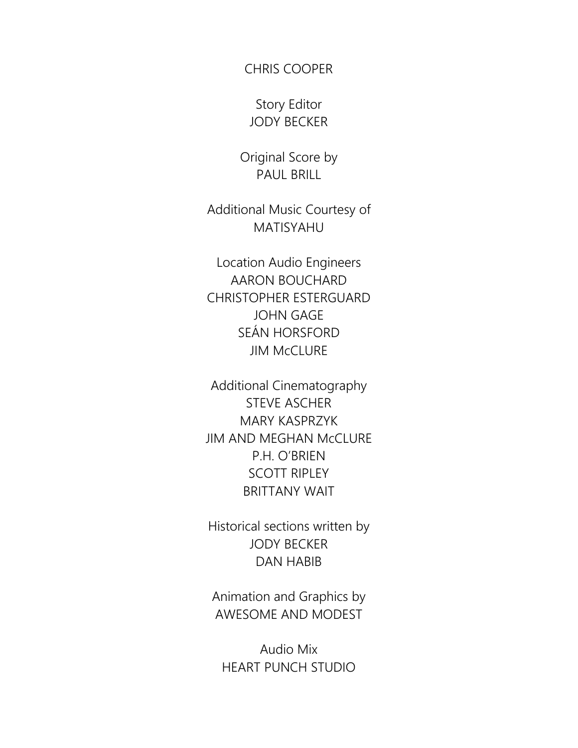CHRIS COOPER

Story Editor
JODY BECKER

Original Score by
PAUL BRILL

Additional Music Courtesy of
MATISYAHU

Location Audio Engineers
AARON BOUCHARD
CHRISTOPHER ESTERGUARD
JOHN GAGE
SEÁN HORSFORD
JIM McCLURE

Additional Cinematography
STEVE ASCHER
MARY KASPRZYK
JIM AND MEGHAN McCLURE
P.H. O'BRIEN
SCOTT RIPLEY
BRITTANY WAIT

Historical sections written by
JODY BECKER
DAN HABIB

Animation and Graphics by
AWESOME AND MODEST

Audio Mix
HEART PUNCH STUDIO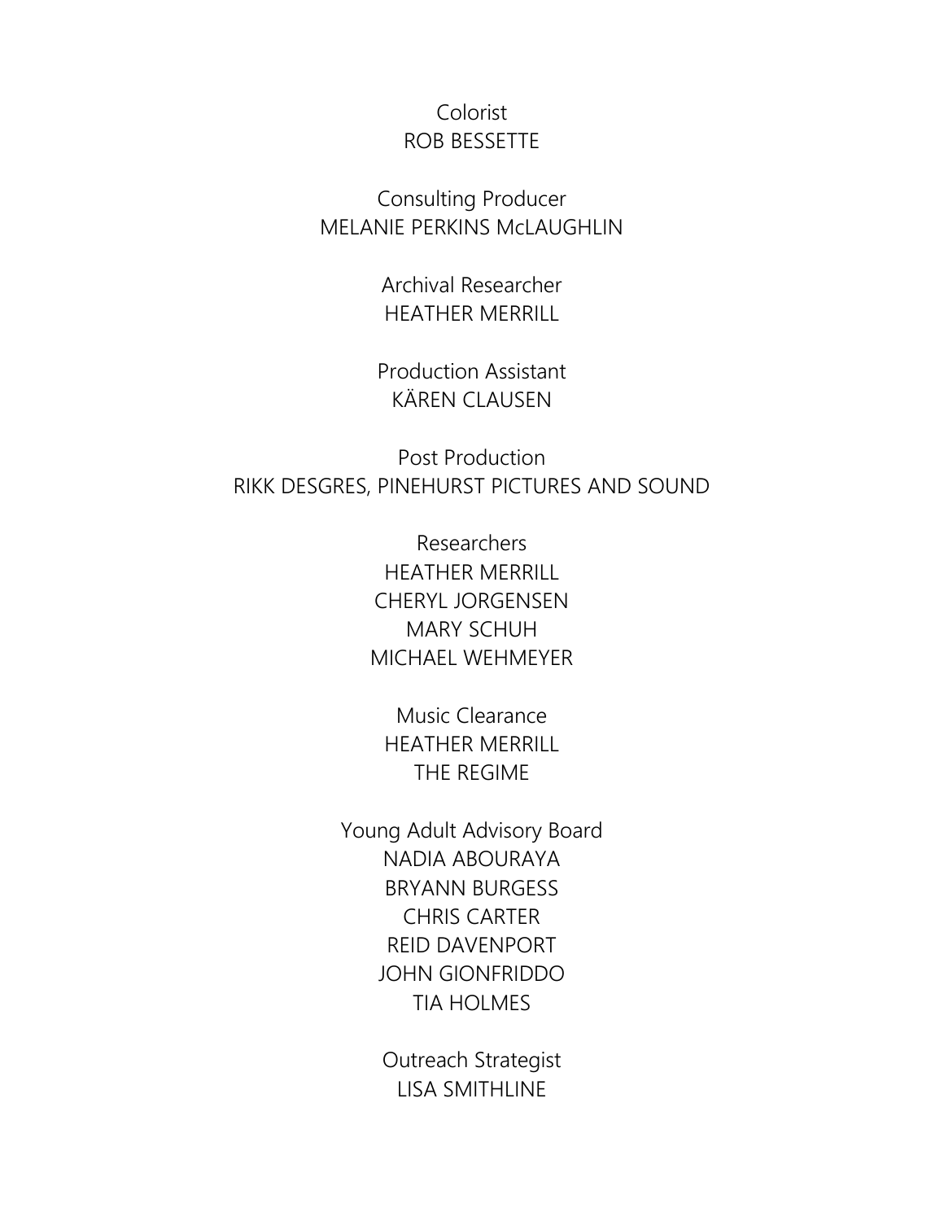Colorist
ROB BESSETTE

Consulting Producer
MELANIE PERKINS McLAUGHLIN

Archival Researcher
HEATHER MERRILL

Production Assistant
KÄREN CLAUSEN

Post Production
RIKK DESGRES, PINEHURST PICTURES AND SOUND

Researchers
HEATHER MERRILL
CHERYL JORGENSEN
MARY SCHUH
MICHAEL WEHMEYER

Music Clearance
HEATHER MERRILL
THE REGIME

Young Adult Advisory Board
NADIA ABOURAYA
BRYANN BURGESS
CHRIS CARTER
REID DAVENPORT
JOHN GIONFRIDDO
TIA HOLMES

Outreach Strategist
LISA SMITHLINE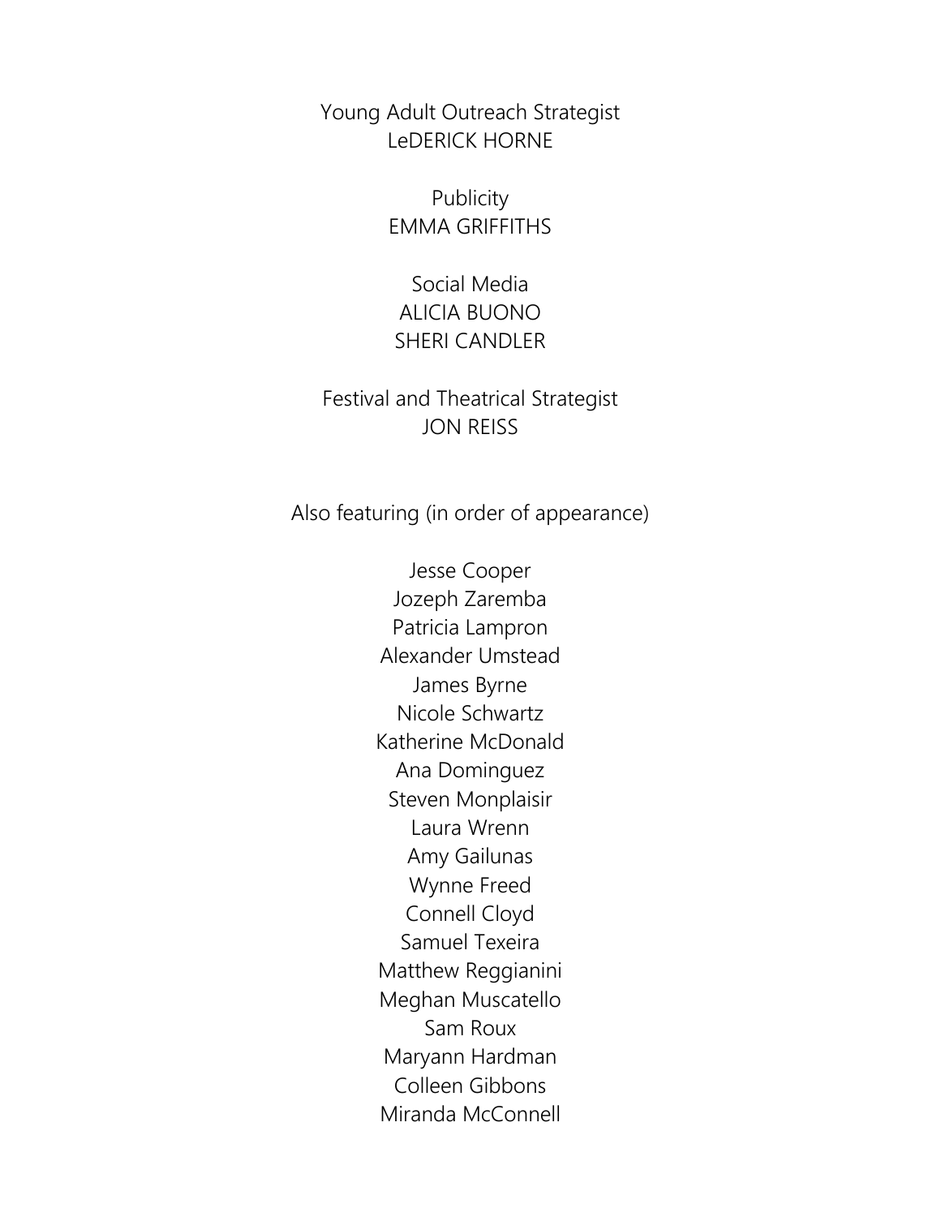Young Adult Outreach Strategist
LeDERICK HORNE

Publicity
EMMA GRIFFITHS

Social Media
ALICIA BUONO
SHERI CANDLER

Festival and Theatrical Strategist
JON REISS

Also featuring (in order of appearance)

Jesse Cooper
Jozeph Zaremba
Patricia Lampron
Alexander Umstead
James Byrne
Nicole Schwartz
Katherine McDonald
Ana Dominguez
Steven Monplaisir
Laura Wrenn
Amy Gailunas
Wynne Freed
Connell Cloyd
Samuel Texeira
Matthew Reggianini
Meghan Muscatello
Sam Roux
Maryann Hardman
Colleen Gibbons
Miranda McConnell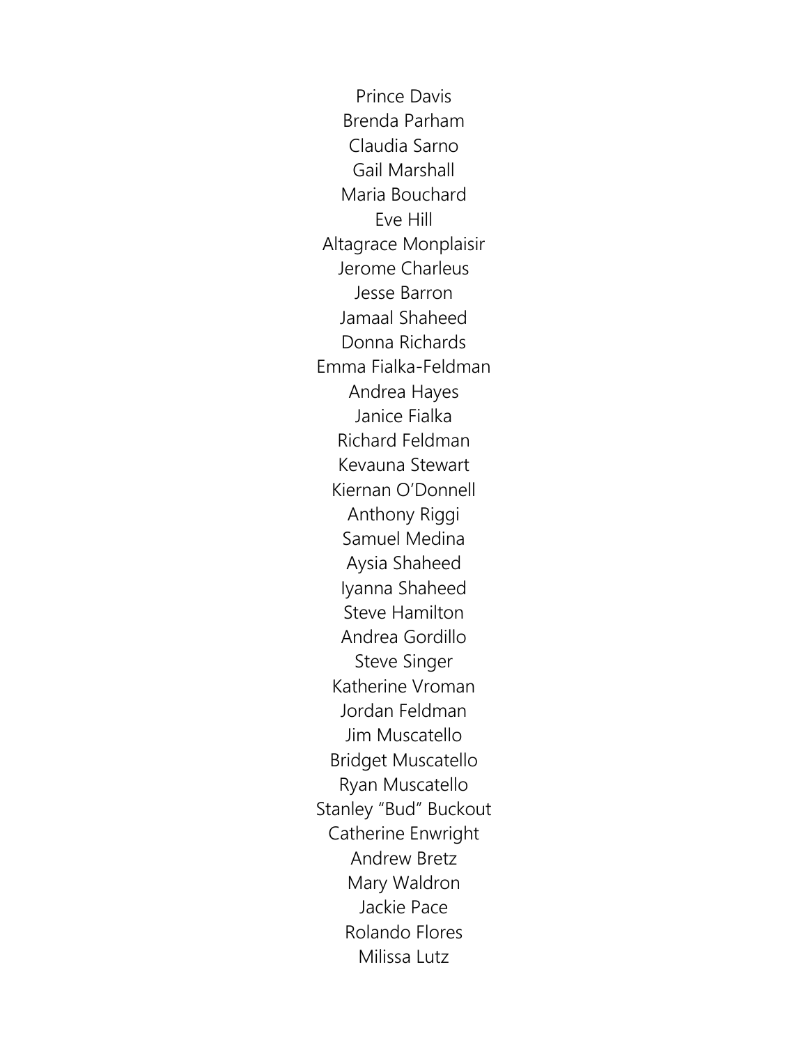Prince Davis
Brenda Parham
Claudia Sarno
Gail Marshall
Maria Bouchard
Eve Hill
Altagrace Monplaisir
Jerome Charleus
Jesse Barron
Jamaal Shaheed
Donna Richards
Emma Fialka-Feldman
Andrea Hayes
Janice Fialka
Richard Feldman
Kevauna Stewart
Kiernan O'Donnell
Anthony Riggi
Samuel Medina
Aysia Shaheed
Iyanna Shaheed
Steve Hamilton
Andrea Gordillo
Steve Singer
Katherine Vroman
Jordan Feldman
Jim Muscatello
Bridget Muscatello
Ryan Muscatello
Stanley "Bud" Buckout
Catherine Enwright
Andrew Bretz
Mary Waldron
Jackie Pace
Rolando Flores
Milissa Lutz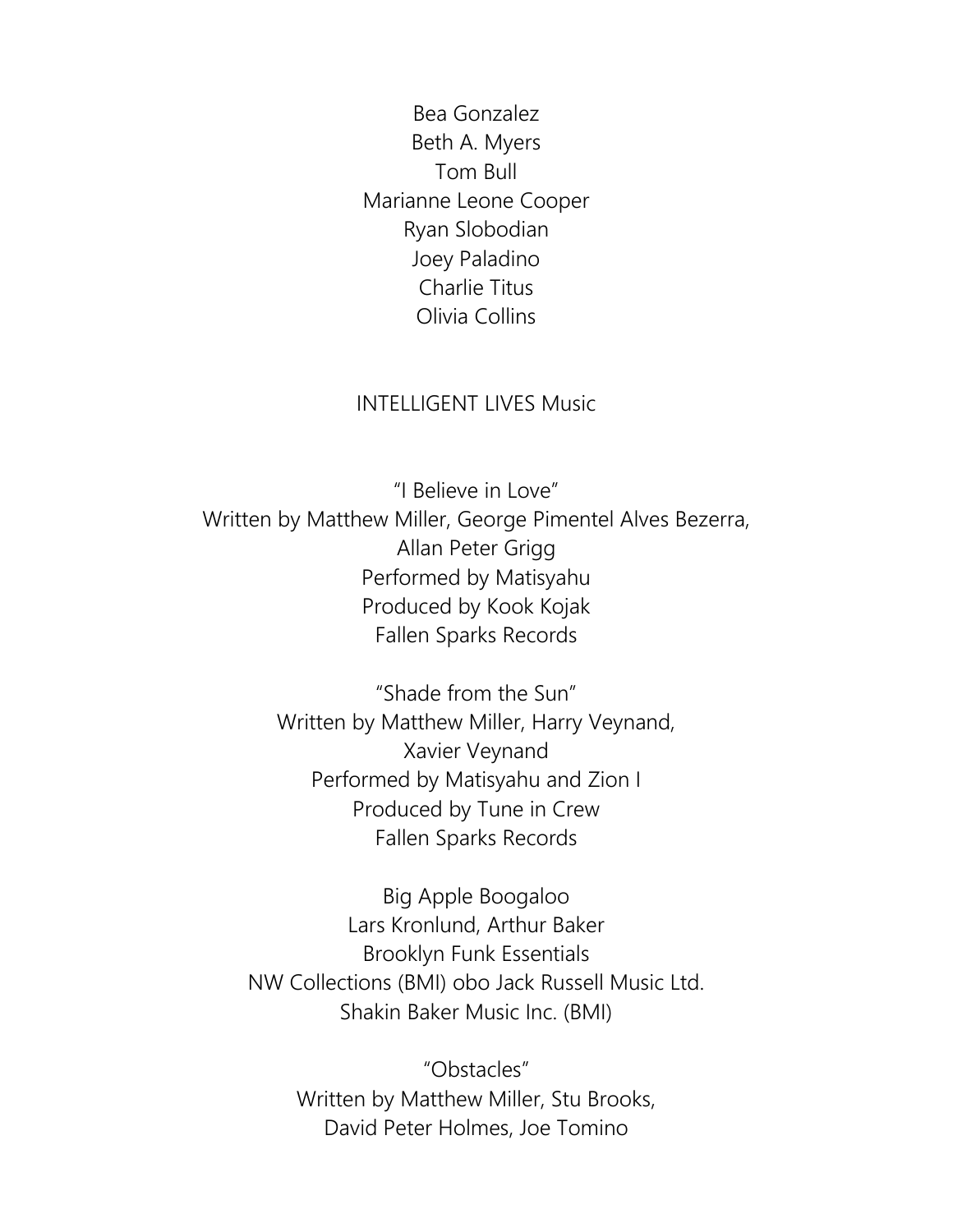Bea Gonzalez
Beth A. Myers
Tom Bull
Marianne Leone Cooper
Ryan Slobodian
Joey Paladino
Charlie Titus
Olivia Collins

INTELLIGENT LIVES Music

"I Believe in Love"
Written by Matthew Miller, George Pimentel Alves Bezerra,
Allan Peter Grigg
Performed by Matisyahu
Produced by Kook Kojak
Fallen Sparks Records

"Shade from the Sun"
Written by Matthew Miller, Harry Veynand,
Xavier Veynand
Performed by Matisyahu and Zion I
Produced by Tune in Crew
Fallen Sparks Records

Big Apple Boogaloo
Lars Kronlund, Arthur Baker
Brooklyn Funk Essentials
NW Collections (BMI) obo Jack Russell Music Ltd.
Shakin Baker Music Inc. (BMI)

"Obstacles"
Written by Matthew Miller, Stu Brooks,
David Peter Holmes, Joe Tomino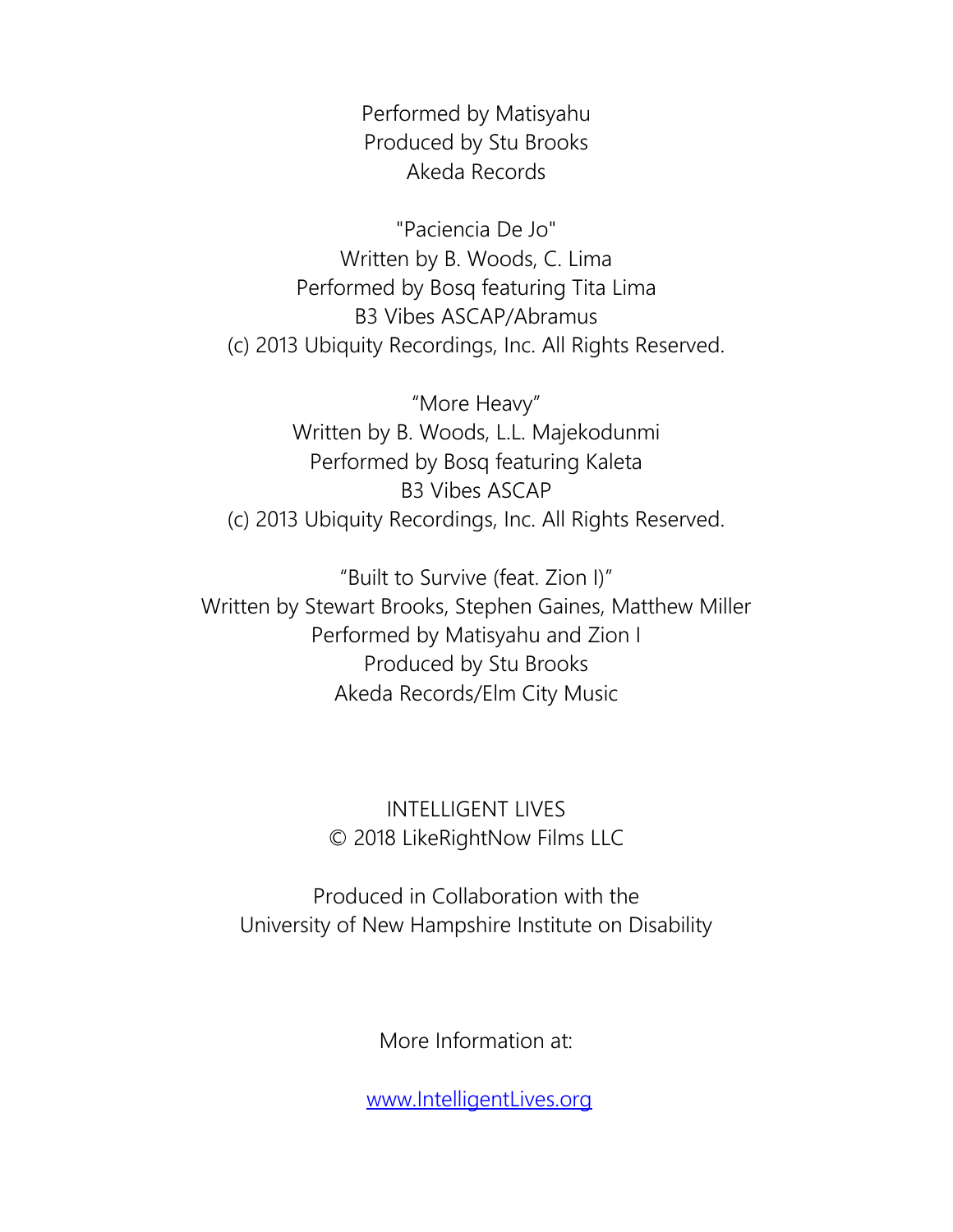Performed by Matisyahu
Produced by Stu Brooks
Akeda Records

"Paciencia De Jo"
Written by B. Woods, C. Lima
Performed by Bosq featuring Tita Lima
B3 Vibes ASCAP/Abramus
(c) 2013 Ubiquity Recordings, Inc. All Rights Reserved.

“More Heavy”
Written by B. Woods, L.L. Majekodunmi
Performed by Bosq featuring Kaleta
B3 Vibes ASCAP
(c) 2013 Ubiquity Recordings, Inc. All Rights Reserved.

“Built to Survive (feat. Zion I)”
Written by Stewart Brooks, Stephen Gaines, Matthew Miller
Performed by Matisyahu and Zion I
Produced by Stu Brooks
Akeda Records/Elm City Music

INTELLIGENT LIVES
© 2018 LikeRightNow Films LLC

Produced in Collaboration with the
University of New Hampshire Institute on Disability

More Information at:

[www.IntelligentLives.org](http://www.IntelligentLives.org)